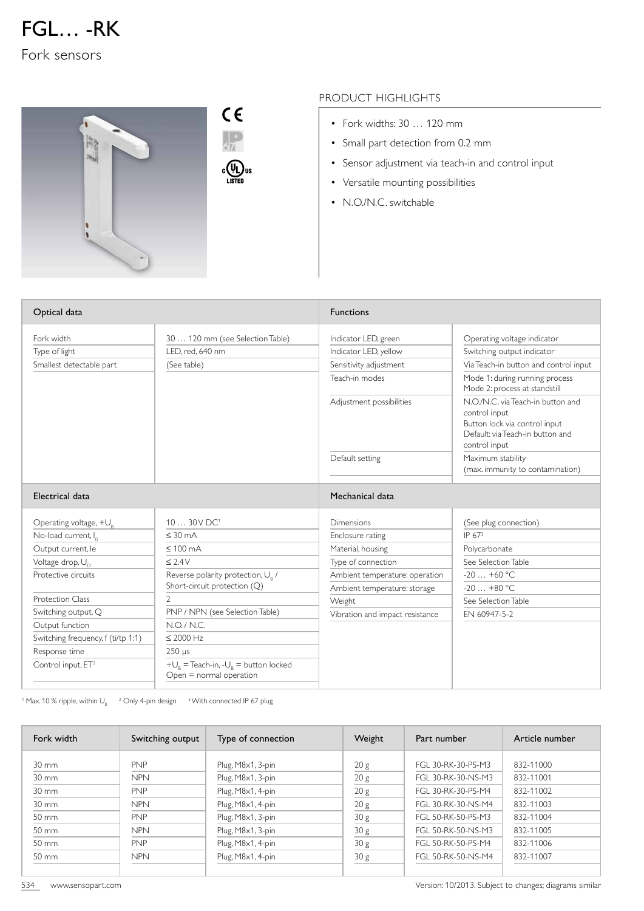# FGL… -RK

Fork sensors

## PRODUCT HIGHLIGHTS

- Fork widths: 30 … 120 mm
- Small part detection from 0.2 mm
- Sensor adjustment via teach-in and control input
- Versatile mounting possibilities
- N.O./N.C. switchable

| Optical data | |
|---|---|
| Fork width | 30 … 120 mm (see Selection Table) |
| Type of light | LED, red, 640 nm |
| Smallest detectable part | (See table) |

| Functions | |
|---|---|
| Indicator LED, green | Operating voltage indicator |
| Indicator LED, yellow | Switching output indicator |
| Sensitivity adjustment | Via Teach-in button and control input |
| Teach-in modes | Mode 1: during running process<br>Mode 2: process at standstill |
| Adjustment possibilities | N.O./N.C. via Teach-in button and control input<br>Button lock via control input<br>Default: via Teach-in button and control input |
| Default setting | Maximum stability<br>(max. immunity to contamination) |

| Electrical data | |
|---|---|
| Operating voltage, $+U_B$ | 10 … 30 V DC[1] |
| No-load current, $I_0$ | ≤ 30 mA |
| Output current, Ie | ≤ 100 mA |
| Voltage drop, $U_D$ | ≤ 2.4 V |
| Protective circuits | Reverse polarity protection, $U_B$ / Short-circuit protection (Q) |
| Protection Class | 2 |
| Switching output, Q | PNP / NPN (see Selection Table) |
| Output function | N.O. / N.C. |
| Switching frequency, f (ti/tp 1:1) | ≤ 2000 Hz |
| Response time | 250 µs |
| Control input, ET[2] | $+U_B$ = Teach-in, $-U_B$ = button locked<br>Open = normal operation |

| Mechanical data | |
|---|---|
| Dimensions | (See plug connection) |
| Enclosure rating | IP 67[3] |
| Material, housing | Polycarbonate |
| Type of connection | See Selection Table |
| Ambient temperature: operation | -20 … +60 °C |
| Ambient temperature: storage | -20 … +80 °C |
| Weight | See Selection Table |
| Vibration and impact resistance | EN 60947-5-2 |

[1] Max. 10 % ripple, within $U_B$ [2] Only 4-pin design [3] With connected IP 67 plug

| Fork width | Switching output | Type of connection | Weight | Part number | Article number |
|---|---|---|---|---|---|
| 30 mm | PNP | Plug, M8x1, 3-pin | 20 g | FGL 30-RK-30-PS-M3 | 832-11000 |
| 30 mm | NPN | Plug, M8x1, 3-pin | 20 g | FGL 30-RK-30-NS-M3 | 832-11001 |
| 30 mm | PNP | Plug, M8x1, 4-pin | 20 g | FGL 30-RK-30-PS-M4 | 832-11002 |
| 30 mm | NPN | Plug, M8x1, 4-pin | 20 g | FGL 30-RK-30-NS-M4 | 832-11003 |
| 50 mm | PNP | Plug, M8x1, 3-pin | 30 g | FGL 50-RK-50-PS-M3 | 832-11004 |
| 50 mm | NPN | Plug, M8x1, 3-pin | 30 g | FGL 50-RK-50-NS-M3 | 832-11005 |
| 50 mm | PNP | Plug, M8x1, 4-pin | 30 g | FGL 50-RK-50-PS-M4 | 832-11006 |
| 50 mm | NPN | Plug, M8x1, 4-pin | 30 g | FGL 50-RK-50-NS-M4 | 832-11007 |

www.sensopart.com

Version: 10/2013. Subject to changes; diagrams similar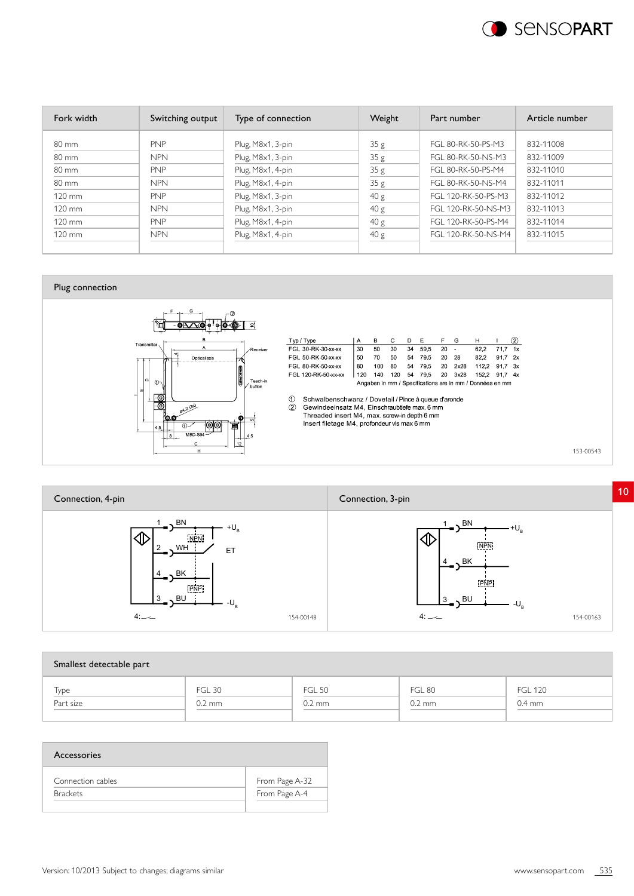| Fork width | Switching output | Type of connection | Weight | Part number | Article number |
|---|---|---|---|---|---|
| 80 mm | PNP | Plug, M8x1, 3-pin | 35 g | FGL 80-RK-50-PS-M3 | 832-11008 |
| 80 mm | NPN | Plug, M8x1, 3-pin | 35 g | FGL 80-RK-50-NS-M3 | 832-11009 |
| 80 mm | PNP | Plug, M8x1, 4-pin | 35 g | FGL 80-RK-50-PS-M4 | 832-11010 |
| 80 mm | NPN | Plug, M8x1, 4-pin | 35 g | FGL 80-RK-50-NS-M4 | 832-11011 |
| 120 mm | PNP | Plug, M8x1, 3-pin | 40 g | FGL 120-RK-50-PS-M3 | 832-11012 |
| 120 mm | NPN | Plug, M8x1, 3-pin | 40 g | FGL 120-RK-50-NS-M3 | 832-11013 |
| 120 mm | PNP | Plug, M8x1, 4-pin | 40 g | FGL 120-RK-50-PS-M4 | 832-11014 |
| 120 mm | NPN | Plug, M8x1, 4-pin | 40 g | FGL 120-RK-50-NS-M4 | 832-11015 |

## Plug connection

Transmitter
Receiver
Optical axis
Teach-in button
MBD-S04
ø4.2 (3x)

| Typ / Type | A | B | C | D | E | F | G | H | I | ② |
|---|---|---|---|---|---|---|---|---|---|---|
| FGL 30-RK-30-xx-xx | 30 | 50 | 30 | 34 | 59,5 | 20 | - | 62,2 | 71,7 | 1x |
| FGL 50-RK-50-xx-xx | 50 | 70 | 50 | 54 | 79,5 | 20 | 28 | 82,2 | 91,7 | 2x |
| FGL 80-RK-50-xx-xx | 80 | 100 | 80 | 54 | 79,5 | 20 | 2x28 | 112,2 | 91,7 | 3x |
| FGL 120-RK-50-xx-xx | 120 | 140 | 120 | 54 | 79,5 | 20 | 3x28 | 152,2 | 91,7 | 4x |

Angaben in mm / Specifications are in mm / Données en mm

① Schwalbenschwanz / Dovetail / Pince à queue d'aronde
② Gewindeeinsatz M4, Einschraubtiefe max. 6 mm
Threaded insert M4, max. screw-in depth 6 mm
Insert filetage M4, profondeur vis max 6 mm

153-00543

## Connection, 4-pin

1 BN $+U_B$
2 WH ET
NPN
4 BK
PNP
3 BU $-U_B$
4: ⎯

154-00148

## Connection, 3-pin

1 BN $+U_B$
NPN
4 BK
PNP
3 BU $-U_B$
4: ⎯

154-00163

## Smallest detectable part

| Type | FGL 30 | FGL 50 | FGL 80 | FGL 120 |
|---|---|---|---|---|
| Part size | 0.2 mm | 0.2 mm | 0.2 mm | 0.4 mm |

## Accessories

| | |
|---|---|
| Connection cables | From Page A-32 |
| Brackets | From Page A-4 |

Version: 10/2013 Subject to changes; diagrams similar